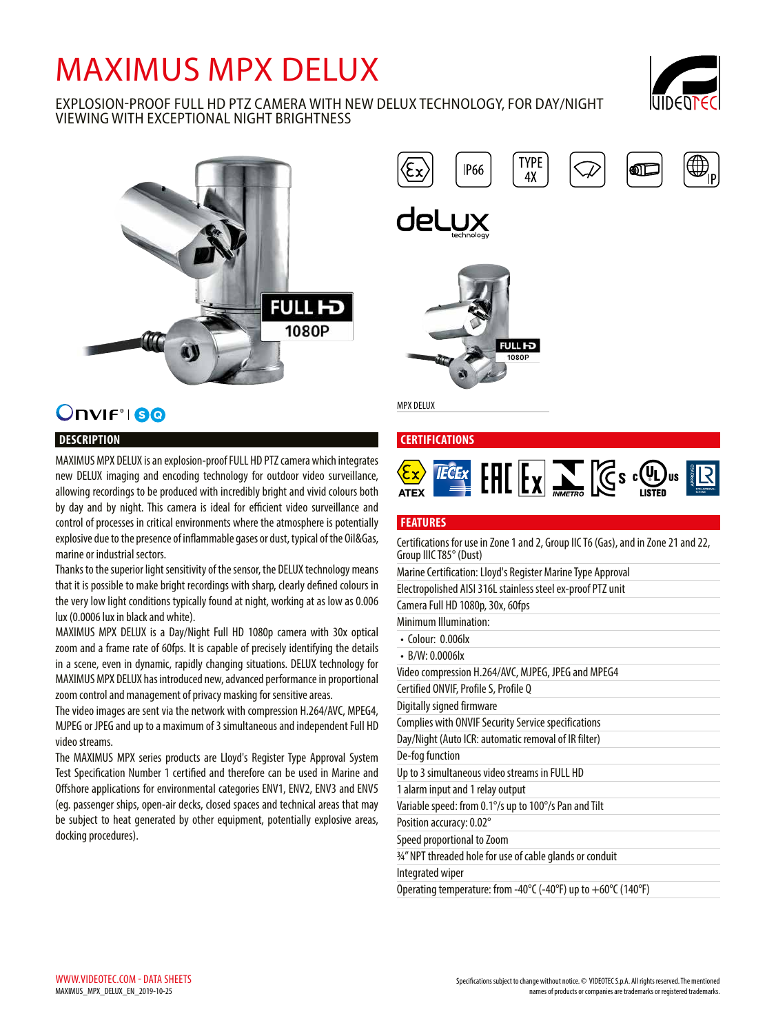# MAXIMUS MPX DELUX

EXPLOSION-PROOF FULL HD PTZ CAMERA WITH NEW DELUX TECHNOLOGY, FOR DAY/NIGHT VIEWING WITH EXCEPTIONAL NIGHT BRIGHTNESS

MPX DELUX

## DESCRIPTION

MAXIMUS MPX DELUX is an explosion-proof FULL HD PTZ camera which integrates new DELUX imaging and encoding technology for outdoor video surveillance, allowing recordings to be produced with incredibly bright and vivid colours both by day and by night. This camera is ideal for efficient video surveillance and control of processes in critical environments where the atmosphere is potentially explosive due to the presence of inflammable gases or dust, typical of the Oil&Gas, marine or industrial sectors.

Thanks to the superior light sensitivity of the sensor, the DELUX technology means that it is possible to make bright recordings with sharp, clearly defined colours in the very low light conditions typically found at night, working at as low as 0.006 lux (0.0006 lux in black and white).

MAXIMUS MPX DELUX is a Day/Night Full HD 1080p camera with 30x optical zoom and a frame rate of 60fps. It is capable of precisely identifying the details in a scene, even in dynamic, rapidly changing situations. DELUX technology for MAXIMUS MPX DELUX has introduced new, advanced performance in proportional zoom control and management of privacy masking for sensitive areas.

The video images are sent via the network with compression H.264/AVC, MPEG4, MJPEG or JPEG and up to a maximum of 3 simultaneous and independent Full HD video streams.

The MAXIMUS MPX series products are Lloyd's Register Type Approval System Test Specification Number 1 certified and therefore can be used in Marine and Offshore applications for environmental categories ENV1, ENV2, ENV3 and ENV5 (eg. passenger ships, open-air decks, closed spaces and technical areas that may be subject to heat generated by other equipment, potentially explosive areas, docking procedures).

## CERTIFICATIONS

ATEX, IECEx, EAC, Ex, INMETRO, KCs, cULus LISTED, LR Type Approval

## FEATURES

- Certifications for use in Zone 1 and 2, Group IIC T6 (Gas), and in Zone 21 and 22, Group IIIC T85° (Dust)
- Marine Certification: Lloyd's Register Marine Type Approval
- Electropolished AISI 316L stainless steel ex-proof PTZ unit
- Camera Full HD 1080p, 30x, 60fps
- Minimum Illumination:
  - Colour: 0.006lx
  - B/W: 0.0006lx
- Video compression H.264/AVC, MJPEG, JPEG and MPEG4
- Certified ONVIF, Profile S, Profile Q
- Digitally signed firmware
- Complies with ONVIF Security Service specifications
- Day/Night (Auto ICR: automatic removal of IR filter)
- De-fog function
- Up to 3 simultaneous video streams in FULL HD
- 1 alarm input and 1 relay output
- Variable speed: from 0.1°/s up to 100°/s Pan and Tilt
- Position accuracy: 0.02°
- Speed proportional to Zoom
- ¾" NPT threaded hole for use of cable glands or conduit
- Integrated wiper
- Operating temperature: from -40°C (-40°F) up to +60°C (140°F)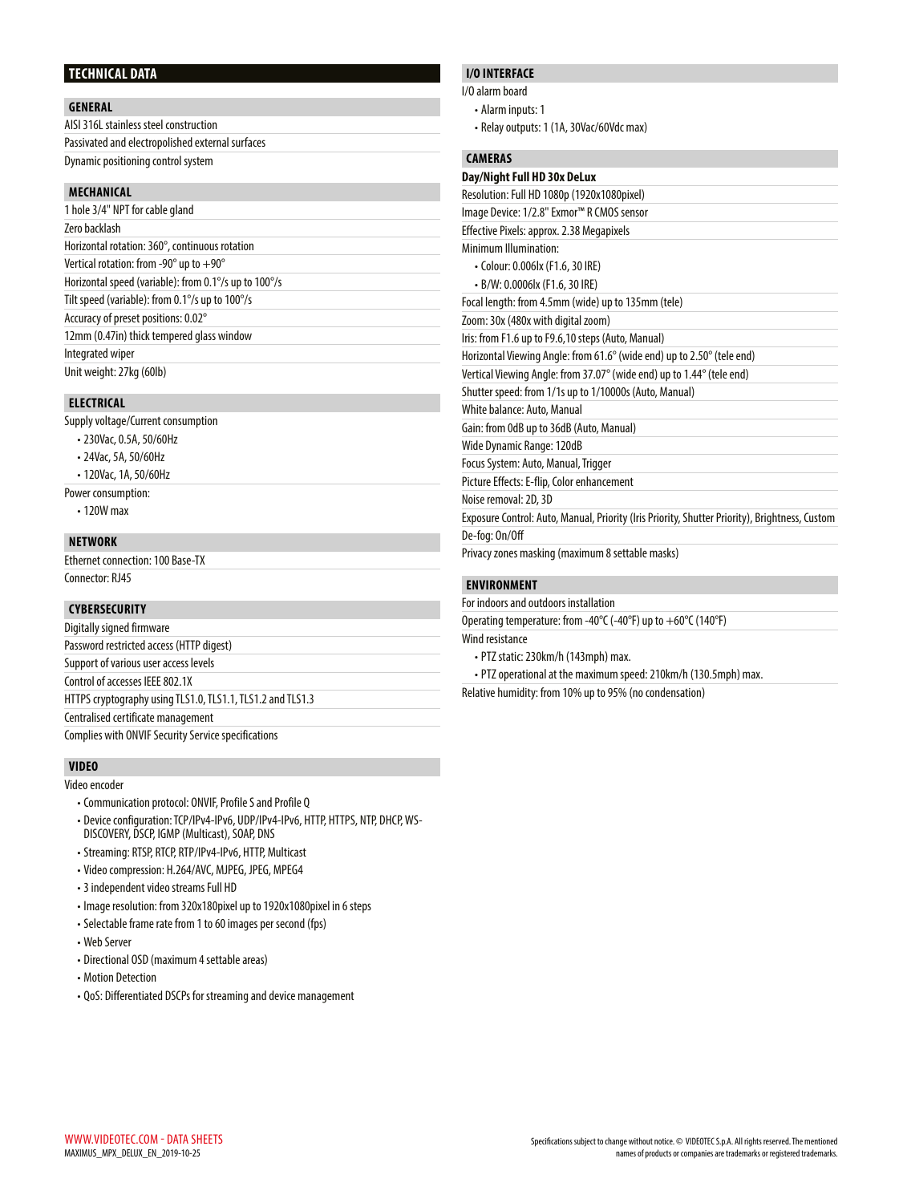# TECHNICAL DATA

## GENERAL

AISI 316L stainless steel construction

Passivated and electropolished external surfaces

Dynamic positioning control system

## MECHANICAL

1 hole 3/4" NPT for cable gland

Zero backlash

Horizontal rotation: 360°, continuous rotation

Vertical rotation: from -90° up to +90°

Horizontal speed (variable): from 0.1°/s up to 100°/s

Tilt speed (variable): from 0.1°/s up to 100°/s

Accuracy of preset positions: 0.02°

12mm (0.47in) thick tempered glass window

Integrated wiper

Unit weight: 27kg (60lb)

## ELECTRICAL

Supply voltage/Current consumption

- 230Vac, 0.5A, 50/60Hz
- 24Vac, 5A, 50/60Hz
- 120Vac, 1A, 50/60Hz

Power consumption:

- 120W max

## NETWORK

Ethernet connection: 100 Base-TX

Connector: RJ45

## CYBERSECURITY

Digitally signed firmware

Password restricted access (HTTP digest)

Support of various user access levels

Control of accesses IEEE 802.1X

HTTPS cryptography using TLS1.0, TLS1.1, TLS1.2 and TLS1.3

Centralised certificate management

Complies with ONVIF Security Service specifications

## VIDEO

Video encoder

- Communication protocol: ONVIF, Profile S and Profile Q
- Device configuration: TCP/IPv4-IPv6, UDP/IPv4-IPv6, HTTP, HTTPS, NTP, DHCP, WS-DISCOVERY, DSCP, IGMP (Multicast), SOAP, DNS
- Streaming: RTSP, RTCP, RTP/IPv4-IPv6, HTTP, Multicast
- Video compression: H.264/AVC, MJPEG, JPEG, MPEG4
- 3 independent video streams Full HD
- Image resolution: from 320x180pixel up to 1920x1080pixel in 6 steps
- Selectable frame rate from 1 to 60 images per second (fps)
- Web Server
- Directional OSD (maximum 4 settable areas)
- Motion Detection
- QoS: Differentiated DSCPs for streaming and device management

## I/O INTERFACE

I/O alarm board

- Alarm inputs: 1
- Relay outputs: 1 (1A, 30Vac/60Vdc max)

## CAMERAS

**Day/Night Full HD 30x DeLux**

Resolution: Full HD 1080p (1920x1080pixel)

Image Device: 1/2.8" Exmor™ R CMOS sensor

Effective Pixels: approx. 2.38 Megapixels

Minimum Illumination:

- Colour: 0.006lx (F1.6, 30 IRE)
- B/W: 0.0006lx (F1.6, 30 IRE)

Focal length: from 4.5mm (wide) up to 135mm (tele)

Zoom: 30x (480x with digital zoom)

Iris: from F1.6 up to F9.6,10 steps (Auto, Manual)

Horizontal Viewing Angle: from 61.6° (wide end) up to 2.50° (tele end)

Vertical Viewing Angle: from 37.07° (wide end) up to 1.44° (tele end)

Shutter speed: from 1/1s up to 1/10000s (Auto, Manual)

White balance: Auto, Manual

Gain: from 0dB up to 36dB (Auto, Manual)

Wide Dynamic Range: 120dB

Focus System: Auto, Manual, Trigger

Picture Effects: E-flip, Color enhancement

Noise removal: 2D, 3D

Exposure Control: Auto, Manual, Priority (Iris Priority, Shutter Priority), Brightness, Custom

De-fog: On/Off

Privacy zones masking (maximum 8 settable masks)

## ENVIRONMENT

For indoors and outdoors installation

Operating temperature: from -40°C (-40°F) up to +60°C (140°F)

Wind resistance

- PTZ static: 230km/h (143mph) max.
- PTZ operational at the maximum speed: 210km/h (130.5mph) max.

Relative humidity: from 10% up to 95% (no condensation)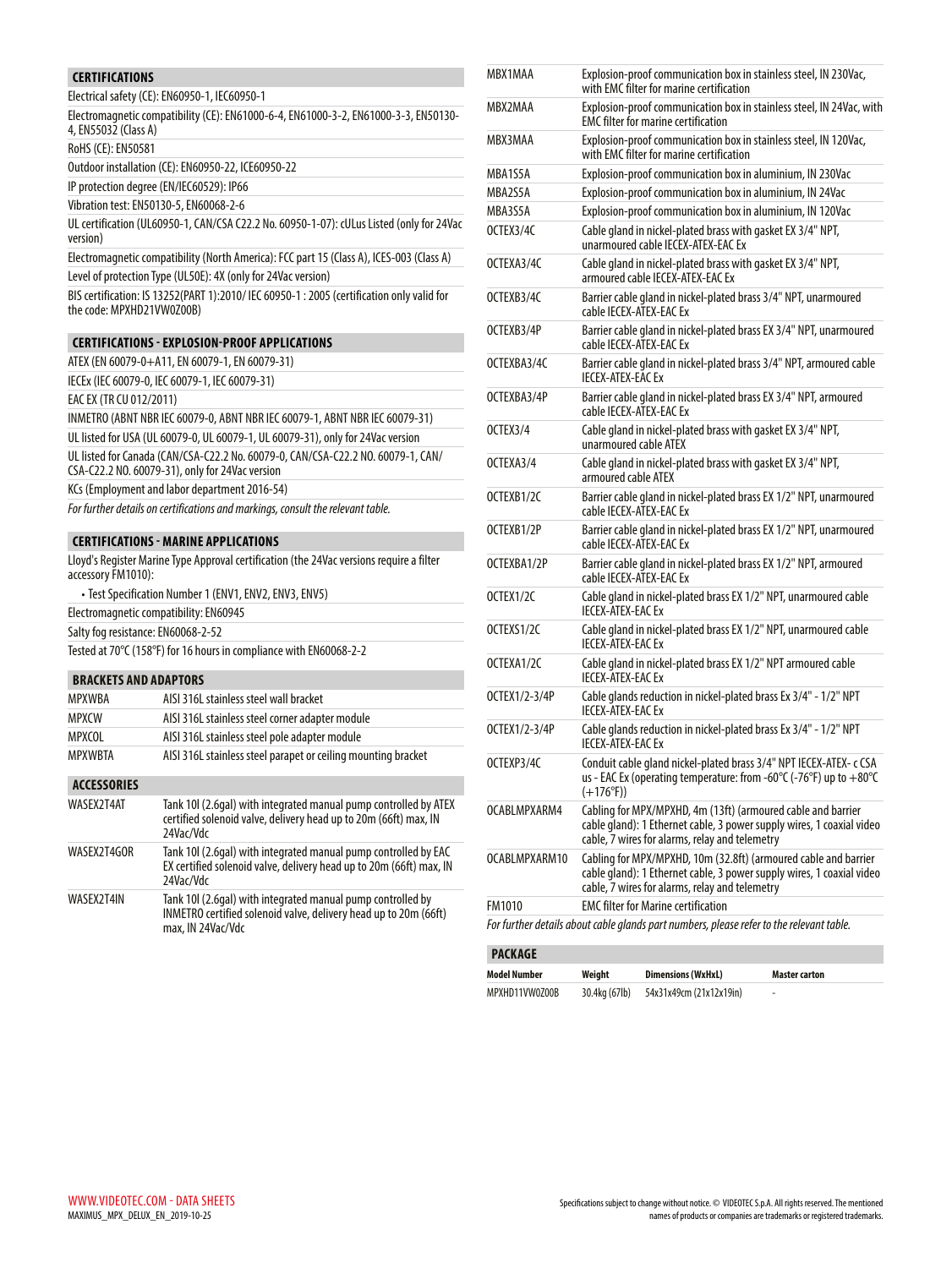## CERTIFICATIONS

Electrical safety (CE): EN60950-1, IEC60950-1

Electromagnetic compatibility (CE): EN61000-6-4, EN61000-3-2, EN61000-3-3, EN50130-4, EN55032 (Class A)

RoHS (CE): EN50581

Outdoor installation (CE): EN60950-22, ICE60950-22

IP protection degree (EN/IEC60529): IP66

Vibration test: EN50130-5, EN60068-2-6

UL certification (UL60950-1, CAN/CSA C22.2 No. 60950-1-07): cULus Listed (only for 24Vac version)

Electromagnetic compatibility (North America): FCC part 15 (Class A), ICES-003 (Class A)

Level of protection Type (UL50E): 4X (only for 24Vac version)

BIS certification: IS 13252(PART 1):2010/ IEC 60950-1 : 2005 (certification only valid for the code: MPXHD21VW0Z00B)

## CERTIFICATIONS - EXPLOSION-PROOF APPLICATIONS

ATEX (EN 60079-0+A11, EN 60079-1, EN 60079-31)

IECEx (IEC 60079-0, IEC 60079-1, IEC 60079-31)

EAC EX (TR CU 012/2011)

INMETRO (ABNT NBR IEC 60079-0, ABNT NBR IEC 60079-1, ABNT NBR IEC 60079-31)

UL listed for USA (UL 60079-0, UL 60079-1, UL 60079-31), only for 24Vac version

UL listed for Canada (CAN/CSA-C22.2 No. 60079-0, CAN/CSA-C22.2 NO. 60079-1, CAN/CSA-C22.2 NO. 60079-31), only for 24Vac version

KCs (Employment and labor department 2016-54)

*For further details on certifications and markings, consult the relevant table.*

## CERTIFICATIONS - MARINE APPLICATIONS

Lloyd's Register Marine Type Approval certification (the 24Vac versions require a filter accessory FM1010):

- Test Specification Number 1 (ENV1, ENV2, ENV3, ENV5)

Electromagnetic compatibility: EN60945

Salty fog resistance: EN60068-2-52

Tested at 70°C (158°F) for 16 hours in compliance with EN60068-2-2

## BRACKETS AND ADAPTORS

| | |
|---|---|
| MPXWBA | AISI 316L stainless steel wall bracket |
| MPXCW | AISI 316L stainless steel corner adapter module |
| MPXCOL | AISI 316L stainless steel pole adapter module |
| MPXWBTA | AISI 316L stainless steel parapet or ceiling mounting bracket |

## ACCESSORIES

| | |
|---|---|
| WASEX2T4AT | Tank 10l (2.6gal) with integrated manual pump controlled by ATEX certified solenoid valve, delivery head up to 20m (66ft) max, IN 24Vac/Vdc |
| WASEX2T4GOR | Tank 10l (2.6gal) with integrated manual pump controlled by EAC EX certified solenoid valve, delivery head up to 20m (66ft) max, IN 24Vac/Vdc |
| WASEX2T4IN | Tank 10l (2.6gal) with integrated manual pump controlled by INMETRO certified solenoid valve, delivery head up to 20m (66ft) max, IN 24Vac/Vdc |
| MBX1MAA | Explosion-proof communication box in stainless steel, IN 230Vac, with EMC filter for marine certification |
| MBX2MAA | Explosion-proof communication box in stainless steel, IN 24Vac, with EMC filter for marine certification |
| MBX3MAA | Explosion-proof communication box in stainless steel, IN 120Vac, with EMC filter for marine certification |
| MBA1S5A | Explosion-proof communication box in aluminium, IN 230Vac |
| MBA2S5A | Explosion-proof communication box in aluminium, IN 24Vac |
| MBA3S5A | Explosion-proof communication box in aluminium, IN 120Vac |
| OCTEX3/4C | Cable gland in nickel-plated brass with gasket EX 3/4" NPT, unarmoured cable IECEX-ATEX-EAC Ex |
| OCTEXA3/4C | Cable gland in nickel-plated brass with gasket EX 3/4" NPT, armoured cable IECEX-ATEX-EAC Ex |
| OCTEXB3/4C | Barrier cable gland in nickel-plated brass 3/4" NPT, unarmoured cable IECEX-ATEX-EAC Ex |
| OCTEXB3/4P | Barrier cable gland in nickel-plated brass EX 3/4" NPT, unarmoured cable IECEX-ATEX-EAC Ex |
| OCTEXBA3/4C | Barrier cable gland in nickel-plated brass 3/4" NPT, armoured cable IECEX-ATEX-EAC Ex |
| OCTEXBA3/4P | Barrier cable gland in nickel-plated brass EX 3/4" NPT, armoured cable IECEX-ATEX-EAC Ex |
| OCTEX3/4 | Cable gland in nickel-plated brass with gasket EX 3/4" NPT, unarmoured cable ATEX |
| OCTEXA3/4 | Cable gland in nickel-plated brass with gasket EX 3/4" NPT, armoured cable ATEX |
| OCTEXB1/2C | Barrier cable gland in nickel-plated brass EX 1/2" NPT, unarmoured cable IECEX-ATEX-EAC Ex |
| OCTEXB1/2P | Barrier cable gland in nickel-plated brass EX 1/2" NPT, unarmoured cable IECEX-ATEX-EAC Ex |
| OCTEXBA1/2P | Barrier cable gland in nickel-plated brass EX 1/2" NPT, armoured cable IECEX-ATEX-EAC Ex |
| OCTEX1/2C | Cable gland in nickel-plated brass EX 1/2" NPT, unarmoured cable IECEX-ATEX-EAC Ex |
| OCTEXS1/2C | Cable gland in nickel-plated brass EX 1/2" NPT, unarmoured cable IECEX-ATEX-EAC Ex |
| OCTEXA1/2C | Cable gland in nickel-plated brass EX 1/2" NPT armoured cable IECEX-ATEX-EAC Ex |
| OCTEX1/2-3/4P | Cable glands reduction in nickel-plated brass Ex 3/4" - 1/2" NPT IECEX-ATEX-EAC Ex |
| OCTEX1/2-3/4P | Cable glands reduction in nickel-plated brass Ex 3/4" - 1/2" NPT IECEX-ATEX-EAC Ex |
| OCTEXP3/4C | Conduit cable gland nickel-plated brass 3/4" NPT IECEX-ATEX- c CSA us - EAC Ex (operating temperature: from -60°C (-76°F) up to +80°C (+176°F)) |
| OCABLMPXARM4 | Cabling for MPX/MPXHD, 4m (13ft) (armoured cable and barrier cable gland): 1 Ethernet cable, 3 power supply wires, 1 coaxial video cable, 7 wires for alarms, relay and telemetry |
| OCABLMPXARM10 | Cabling for MPX/MPXHD, 10m (32.8ft) (armoured cable and barrier cable gland): 1 Ethernet cable, 3 power supply wires, 1 coaxial video cable, 7 wires for alarms, relay and telemetry |
| FM1010 | EMC filter for Marine certification |

*For further details about cable glands part numbers, please refer to the relevant table.*

## PACKAGE

| Model Number | Weight | Dimensions (WxHxL) | Master carton |
|---|---|---|---|
| MPXHD11VW0Z00B | 30.4kg (67lb) | 54x31x49cm (21x12x19in) | - |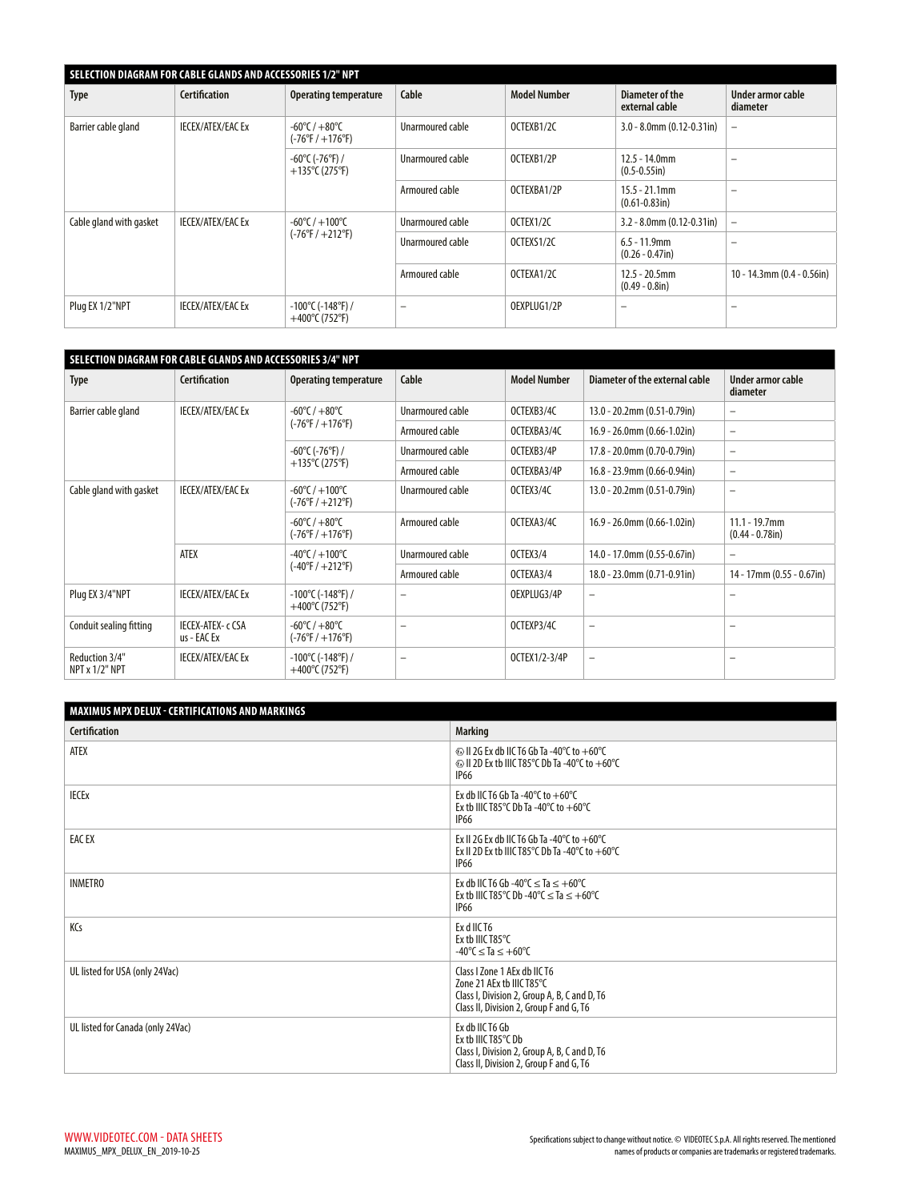| SELECTION DIAGRAM FOR CABLE GLANDS AND ACCESSORIES 1/2" NPT | | | | | | |
|---|---|---|---|---|---|---|
| **Type** | **Certification** | **Operating temperature** | **Cable** | **Model Number** | **Diameter of the external cable** | **Under armor cable diameter** |
| Barrier cable gland | IECEX/ATEX/EAC Ex | -60°C / +80°C (-76°F / +176°F) | Unarmoured cable | OCTEXB1/2C | 3.0 - 8.0mm (0.12-0.31in) | – |
| | | -60°C (-76°F) / +135°C (275°F) | Unarmoured cable | OCTEXB1/2P | 12.5 - 14.0mm (0.5-0.55in) | – |
| | | | Armoured cable | OCTEXBA1/2P | 15.5 - 21.1mm (0.61-0.83in) | – |
| Cable gland with gasket | IECEX/ATEX/EAC Ex | -60°C / +100°C (-76°F / +212°F) | Unarmoured cable | OCTEX1/2C | 3.2 - 8.0mm (0.12-0.31in) | – |
| | | | Unarmoured cable | OCTEXS1/2C | 6.5 - 11.9mm (0.26 - 0.47in) | – |
| | | | Armoured cable | OCTEXA1/2C | 12.5 - 20.5mm (0.49 - 0.8in) | 10 - 14.3mm (0.4 - 0.56in) |
| Plug EX 1/2"NPT | IECEX/ATEX/EAC Ex | -100°C (-148°F) / +400°C (752°F) | – | OEXPLUG1/2P | – | – |

| SELECTION DIAGRAM FOR CABLE GLANDS AND ACCESSORIES 3/4" NPT | | | | | | |
|---|---|---|---|---|---|---|
| **Type** | **Certification** | **Operating temperature** | **Cable** | **Model Number** | **Diameter of the external cable** | **Under armor cable diameter** |
| Barrier cable gland | IECEX/ATEX/EAC Ex | -60°C / +80°C (-76°F / +176°F) | Unarmoured cable | OCTEXB3/4C | 13.0 - 20.2mm (0.51-0.79in) | – |
| | | | Armoured cable | OCTEXBA3/4C | 16.9 - 26.0mm (0.66-1.02in) | – |
| | | -60°C (-76°F) / +135°C (275°F) | Unarmoured cable | OCTEXB3/4P | 17.8 - 20.0mm (0.70-0.79in) | – |
| | | | Armoured cable | OCTEXBA3/4P | 16.8 - 23.9mm (0.66-0.94in) | – |
| Cable gland with gasket | IECEX/ATEX/EAC Ex | -60°C / +100°C (-76°F / +212°F) | Unarmoured cable | OCTEX3/4C | 13.0 - 20.2mm (0.51-0.79in) | – |
| | | -60°C / +80°C (-76°F / +176°F) | Armoured cable | OCTEXA3/4C | 16.9 - 26.0mm (0.66-1.02in) | 11.1 - 19.7mm (0.44 - 0.78in) |
| | ATEX | -40°C / +100°C (-40°F / +212°F) | Unarmoured cable | OCTEX3/4 | 14.0 - 17.0mm (0.55-0.67in) | – |
| | | | Armoured cable | OCTEXA3/4 | 18.0 - 23.0mm (0.71-0.91in) | 14 - 17mm (0.55 - 0.67in) |
| Plug EX 3/4"NPT | IECEX/ATEX/EAC Ex | -100°C (-148°F) / +400°C (752°F) | – | OEXPLUG3/4P | – | – |
| Conduit sealing fitting | IECEX-ATEX- c CSA us - EAC Ex | -60°C / +80°C (-76°F / +176°F) | – | OCTEXP3/4C | – | – |
| Reduction 3/4" NPT x 1/2" NPT | IECEX/ATEX/EAC Ex | -100°C (-148°F) / +400°C (752°F) | – | OCTEX1/2-3/4P | – | – |

| MAXIMUS MPX DELUX - CERTIFICATIONS AND MARKINGS | |
|---|---|
| **Certification** | **Marking** |
| ATEX | Ⓔx II 2G Ex db IIC T6 Gb Ta -40°C to +60°C<br>Ⓔx II 2D Ex tb IIIC T85°C Db Ta -40°C to +60°C<br>IP66 |
| IECEx | Ex db IIC T6 Gb Ta -40°C to +60°C<br>Ex tb IIIC T85°C Db Ta -40°C to +60°C<br>IP66 |
| EAC EX | Ex II 2G Ex db IIC T6 Gb Ta -40°C to +60°C<br>Ex II 2D Ex tb IIIC T85°C Db Ta -40°C to +60°C<br>IP66 |
| INMETRO | Ex db IIC T6 Gb -40°C ≤ Ta ≤ +60°C<br>Ex tb IIIC T85°C Db -40°C ≤ Ta ≤ +60°C<br>IP66 |
| KCs | Ex d IIC T6<br>Ex tb IIIC T85°C<br>-40°C ≤ Ta ≤ +60°C |
| UL listed for USA (only 24Vac) | Class I Zone 1 AEx db IIC T6<br>Zone 21 AEx tb IIIC T85°C<br>Class I, Division 2, Group A, B, C and D, T6<br>Class II, Division 2, Group F and G, T6 |
| UL listed for Canada (only 24Vac) | Ex db IIC T6 Gb<br>Ex tb IIIC T85°C Db<br>Class I, Division 2, Group A, B, C and D, T6<br>Class II, Division 2, Group F and G, T6 |

WWW.VIDEOTEC.COM - DATA SHEETS
MAXIMUS_MPX_DELUX_EN_2019-10-25

Specifications subject to change without notice. © VIDEOTEC S.p.A. All rights reserved. The mentioned names of products or companies are trademarks or registered trademarks.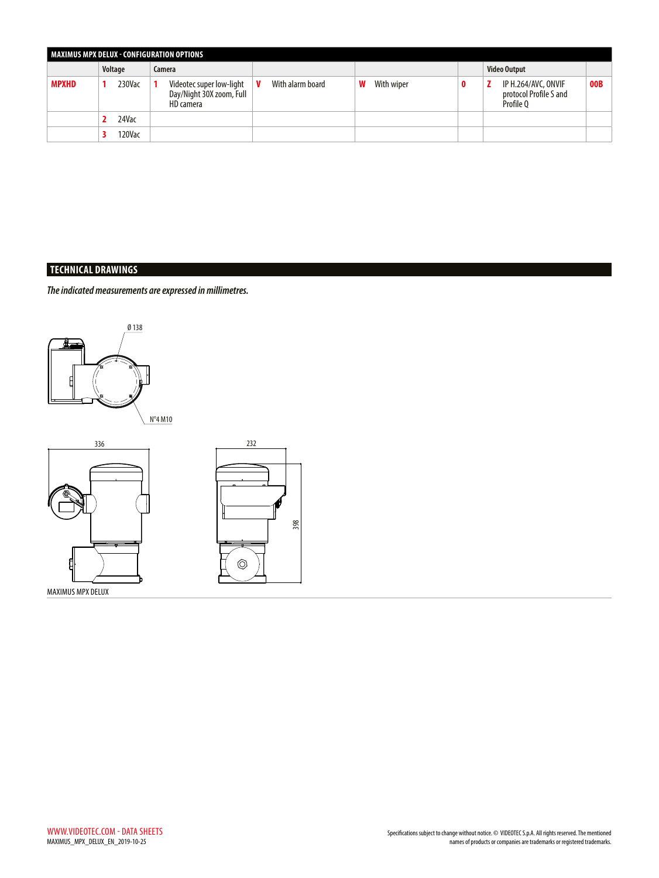| MAXIMUS MPX DELUX - CONFIGURATION OPTIONS | | | | | | | | | | | | |
|---|---|---|---|---|---|---|---|---|---|---|---|---|
| | Voltage | | Camera | | | | | | | Video Output | | |
| MPXHD | 1 | 230Vac | 1 | Videotec super low-light Day/Night 30X zoom, Full HD camera | V | With alarm board | W | With wiper | 0 | Z | IP H.264/AVC, ONVIF protocol Profile S and Profile Q | 00B |
| | 2 | 24Vac | | | | | | | | | | |
| | 3 | 120Vac | | | | | | | | | | |

## TECHNICAL DRAWINGS

*The indicated measurements are expressed in millimetres.*

Ø 138

N°4 M10

336

232

398

MAXIMUS MPX DELUX